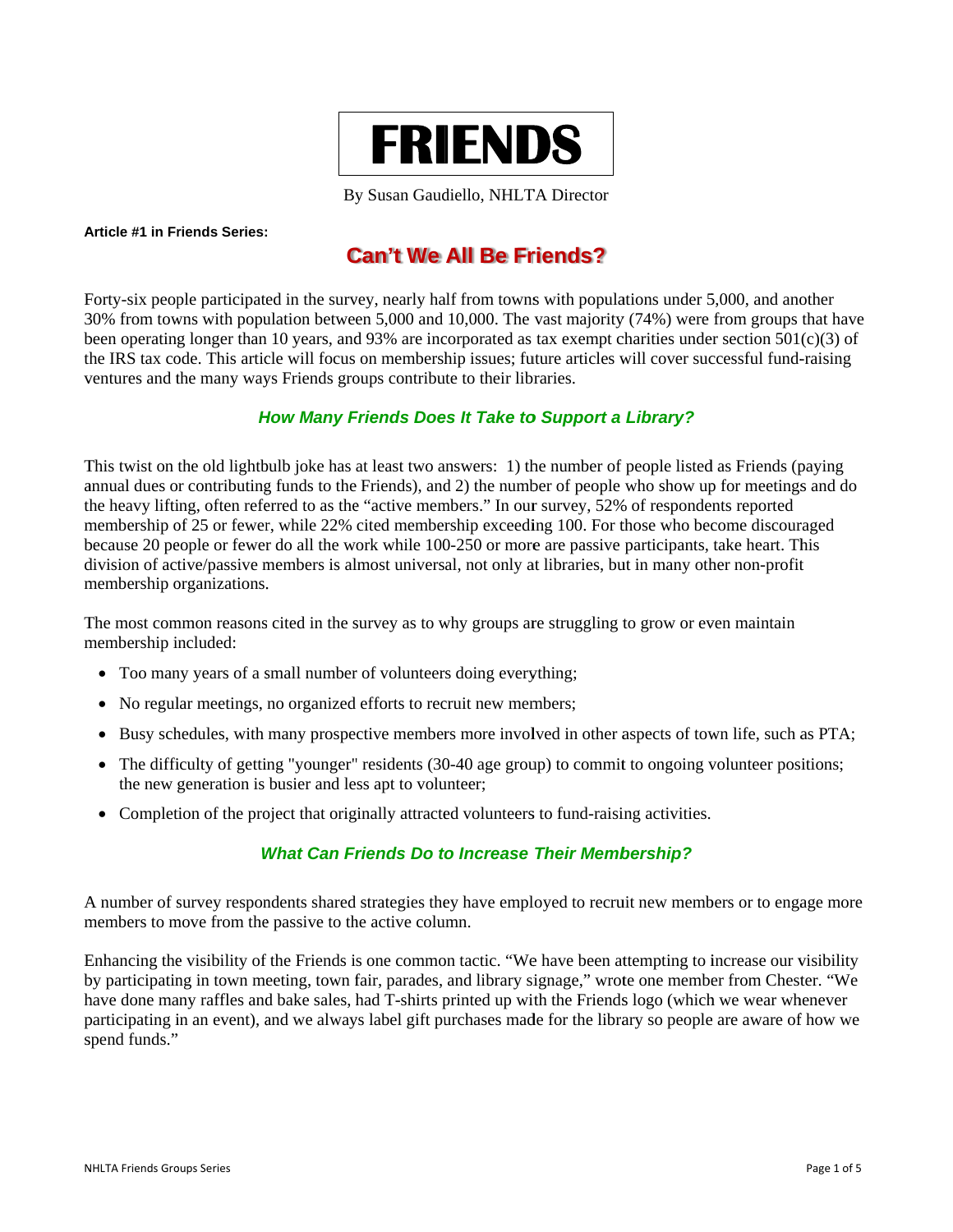# FRIENDS

By Susan Gaudiello, NHLTA Director

**Article #1 in Friends Series:**

## Can't We All Be Friends?

Forty-six people participated in the survey, nearly half from towns with populations under 5,000, and another 30% from towns with population between 5,000 and 10,000. The vast majority (74%) were from groups that have been operating longer than 10 years, and 93% are incorporated as tax exempt charities under section 501(c)(3) of the IRS tax code. This article will focus on membership issues; future articles will cover successful fund-raising ventures and the many ways Friends groups contribute to their libraries.

### *How Many Friends Does It Take to Support a Library?*

This twist on the old lightbulb joke has at least two answers: 1) the number of people listed as Friends (paying annual dues or contributing funds to the Friends), and 2) the number of people who show up for meetings and do the heavy lifting, often referred to as the "active members." In our survey, 52% of respondents reported membership of 25 or fewer, while 22% cited membership exceeding 100. For those who become discouraged because 20 people or fewer do all the work while 100-250 or more are passive participants, take heart. This division of active/passive members is almost universal, not only at libraries, but in many other non-profit membership organizations.

The most common reasons cited in the survey as to why groups are struggling to grow or even maintain membership included:

- Too many years of a small number of volunteers doing everything;
- No regular meetings, no organized efforts to recruit new members;
- Busy schedules, with many prospective members more involved in other aspects of town life, such as PTA;
- The difficulty of getting "younger" residents (30-40 age group) to commit to ongoing volunteer positions; the new generation is busier and less apt to volunteer;
- Completion of the project that originally attracted volunteers to fund-raising activities.

### *What Can Friends Do to Increase Their Membership?*

A number of survey respondents shared strategies they have employed to recruit new members or to engage more members to move from the passive to the active column.

Enhancing the visibility of the Friends is one common tactic. "We have been attempting to increase our visibility by participating in town meeting, town fair, parades, and library signage," wrote one member from Chester. "We have done many raffles and bake sales, had T-shirts printed up with the Friends logo (which we wear whenever participating in an event), and we always label gift purchases made for the library so people are aware of how we spend funds."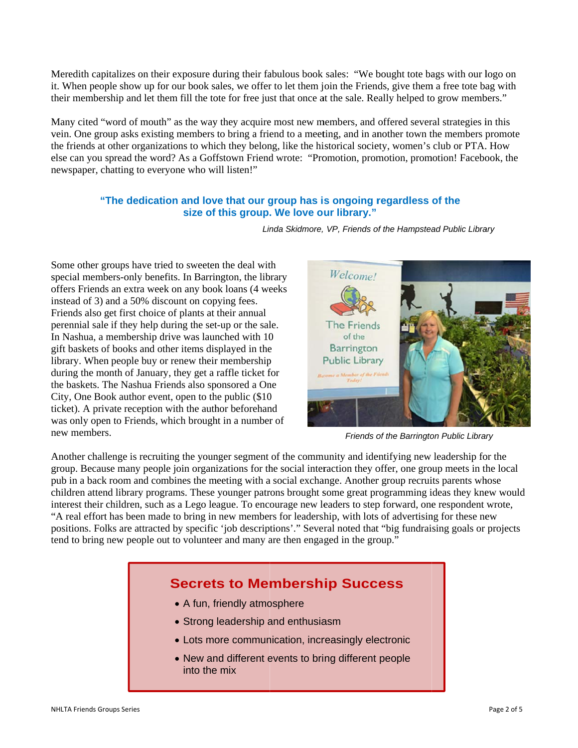Meredith capitalizes on their exposure during their fabulous book sales: "We bought tote bags with our logo on it. When people show up for our book sales, we offer to let them join the Friends, give them a free tote bag with their membership and let them fill the tote for free just that once at the sale. Really helped to grow members."

Many cited "word of mouth" as the way they acquire most new members, and offered several strategies in this vein. One group asks existing members to bring a friend to a meeting, and in another town the members promote the friends at other organizations to which they belong, like the historical society, women's club or PTA. How else can you spread the word? As a Goffstown Friend wrote: "Promotion, promotion, promotion! Facebook, the newspaper, chatting to everyone who will listen!"

> **"The dedication and love that our group has is ongoing regardless of the size of this group. We love our library."**
>
> *Linda Skidmore, VP, Friends of the Hampstead Public Library*

Some other groups have tried to sweeten the deal with special members-only benefits. In Barrington, the library offers Friends an extra week on any book loans (4 weeks instead of 3) and a 50% discount on copying fees. Friends also get first choice of plants at their annual perennial sale if they help during the set-up or the sale. In Nashua, a membership drive was launched with 10 gift baskets of books and other items displayed in the library. When people buy or renew their membership during the month of January, they get a raffle ticket for the baskets. The Nashua Friends also sponsored a One City, One Book author event, open to the public ($10 ticket). A private reception with the author beforehand was only open to Friends, which brought in a number of new members.

*Friends of the Barrington Public Library*

Another challenge is recruiting the younger segment of the community and identifying new leadership for the group. Because many people join organizations for the social interaction they offer, one group meets in the local pub in a back room and combines the meeting with a social exchange. Another group recruits parents whose children attend library programs. These younger patrons brought some great programming ideas they knew would interest their children, such as a Lego league. To encourage new leaders to step forward, one respondent wrote, "A real effort has been made to bring in new members for leadership, with lots of advertising for these new positions. Folks are attracted by specific 'job descriptions'." Several noted that "big fundraising goals or projects tend to bring new people out to volunteer and many are then engaged in the group."

## Secrets to Membership Success

- A fun, friendly atmosphere
- Strong leadership and enthusiasm
- Lots more communication, increasingly electronic
- New and different events to bring different people into the mix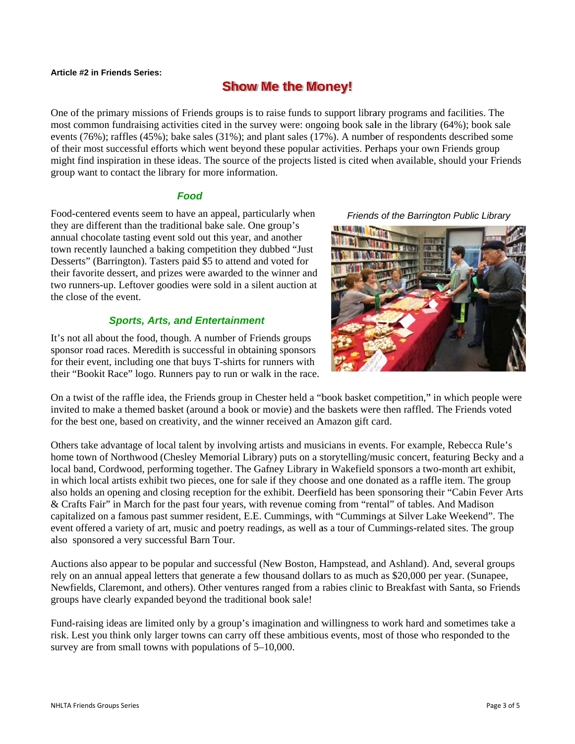**Article #2 in Friends Series:**

# Show Me the Money!

One of the primary missions of Friends groups is to raise funds to support library programs and facilities. The most common fundraising activities cited in the survey were: ongoing book sale in the library (64%); book sale events (76%); raffles (45%); bake sales (31%); and plant sales (17%). A number of respondents described some of their most successful efforts which went beyond these popular activities. Perhaps your own Friends group might find inspiration in these ideas. The source of the projects listed is cited when available, should your Friends group want to contact the library for more information.

## *Food*

Food-centered events seem to have an appeal, particularly when they are different than the traditional bake sale. One group's annual chocolate tasting event sold out this year, and another town recently launched a baking competition they dubbed "Just Desserts" (Barrington). Tasters paid $5 to attend and voted for their favorite dessert, and prizes were awarded to the winner and two runners-up. Leftover goodies were sold in a silent auction at the close of the event.

*Friends of the Barrington Public Library*

## *Sports, Arts, and Entertainment*

It's not all about the food, though. A number of Friends groups sponsor road races. Meredith is successful in obtaining sponsors for their event, including one that buys T-shirts for runners with their "Bookit Race" logo. Runners pay to run or walk in the race.

On a twist of the raffle idea, the Friends group in Chester held a "book basket competition," in which people were invited to make a themed basket (around a book or movie) and the baskets were then raffled. The Friends voted for the best one, based on creativity, and the winner received an Amazon gift card.

Others take advantage of local talent by involving artists and musicians in events. For example, Rebecca Rule's home town of Northwood (Chesley Memorial Library) puts on a storytelling/music concert, featuring Becky and a local band, Cordwood, performing together. The Gafney Library in Wakefield sponsors a two-month art exhibit, in which local artists exhibit two pieces, one for sale if they choose and one donated as a raffle item. The group also holds an opening and closing reception for the exhibit. Deerfield has been sponsoring their "Cabin Fever Arts & Crafts Fair" in March for the past four years, with revenue coming from "rental" of tables. And Madison capitalized on a famous past summer resident, E.E. Cummings, with "Cummings at Silver Lake Weekend". The event offered a variety of art, music and poetry readings, as well as a tour of Cummings-related sites. The group also sponsored a very successful Barn Tour.

Auctions also appear to be popular and successful (New Boston, Hampstead, and Ashland). And, several groups rely on an annual appeal letters that generate a few thousand dollars to as much as $20,000 per year. (Sunapee, Newfields, Claremont, and others). Other ventures ranged from a rabies clinic to Breakfast with Santa, so Friends groups have clearly expanded beyond the traditional book sale!

Fund-raising ideas are limited only by a group's imagination and willingness to work hard and sometimes take a risk. Lest you think only larger towns can carry off these ambitious events, most of those who responded to the survey are from small towns with populations of 5–10,000.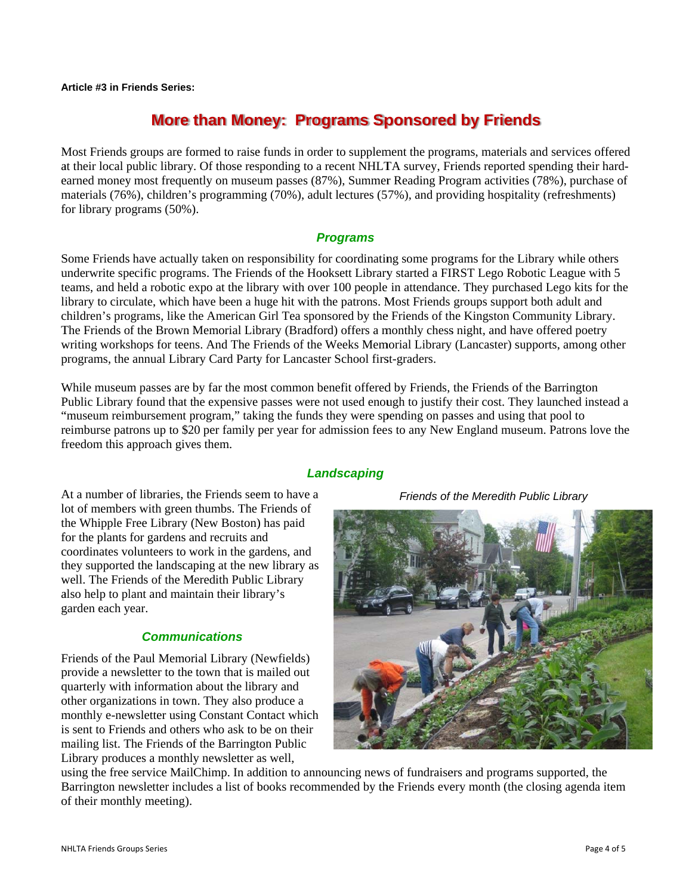**Article #3 in Friends Series:**

# More than Money: Programs Sponsored by Friends

Most Friends groups are formed to raise funds in order to supplement the programs, materials and services offered at their local public library. Of those responding to a recent NHLTA survey, Friends reported spending their hard-earned money most frequently on museum passes (87%), Summer Reading Program activities (78%), purchase of materials (76%), children's programming (70%), adult lectures (57%), and providing hospitality (refreshments) for library programs (50%).

## *Programs*

Some Friends have actually taken on responsibility for coordinating some programs for the Library while others underwrite specific programs. The Friends of the Hooksett Library started a FIRST Lego Robotic League with 5 teams, and held a robotic expo at the library with over 100 people in attendance. They purchased Lego kits for the library to circulate, which have been a huge hit with the patrons. Most Friends groups support both adult and children's programs, like the American Girl Tea sponsored by the Friends of the Kingston Community Library. The Friends of the Brown Memorial Library (Bradford) offers a monthly chess night, and have offered poetry writing workshops for teens. And The Friends of the Weeks Memorial Library (Lancaster) supports, among other programs, the annual Library Card Party for Lancaster School first-graders.

While museum passes are by far the most common benefit offered by Friends, the Friends of the Barrington Public Library found that the expensive passes were not used enough to justify their cost. They launched instead a "museum reimbursement program," taking the funds they were spending on passes and using that pool to reimburse patrons up to $20 per family per year for admission fees to any New England museum. Patrons love the freedom this approach gives them.

## *Landscaping*

At a number of libraries, the Friends seem to have a lot of members with green thumbs. The Friends of the Whipple Free Library (New Boston) has paid for the plants for gardens and recruits and coordinates volunteers to work in the gardens, and they supported the landscaping at the new library as well. The Friends of the Meredith Public Library also help to plant and maintain their library's garden each year.

*Friends of the Meredith Public Library*

## *Communications*

Friends of the Paul Memorial Library (Newfields) provide a newsletter to the town that is mailed out quarterly with information about the library and other organizations in town. They also produce a monthly e-newsletter using Constant Contact which is sent to Friends and others who ask to be on their mailing list. The Friends of the Barrington Public Library produces a monthly newsletter as well, using the free service MailChimp. In addition to announcing news of fundraisers and programs supported, the Barrington newsletter includes a list of books recommended by the Friends every month (the closing agenda item of their monthly meeting).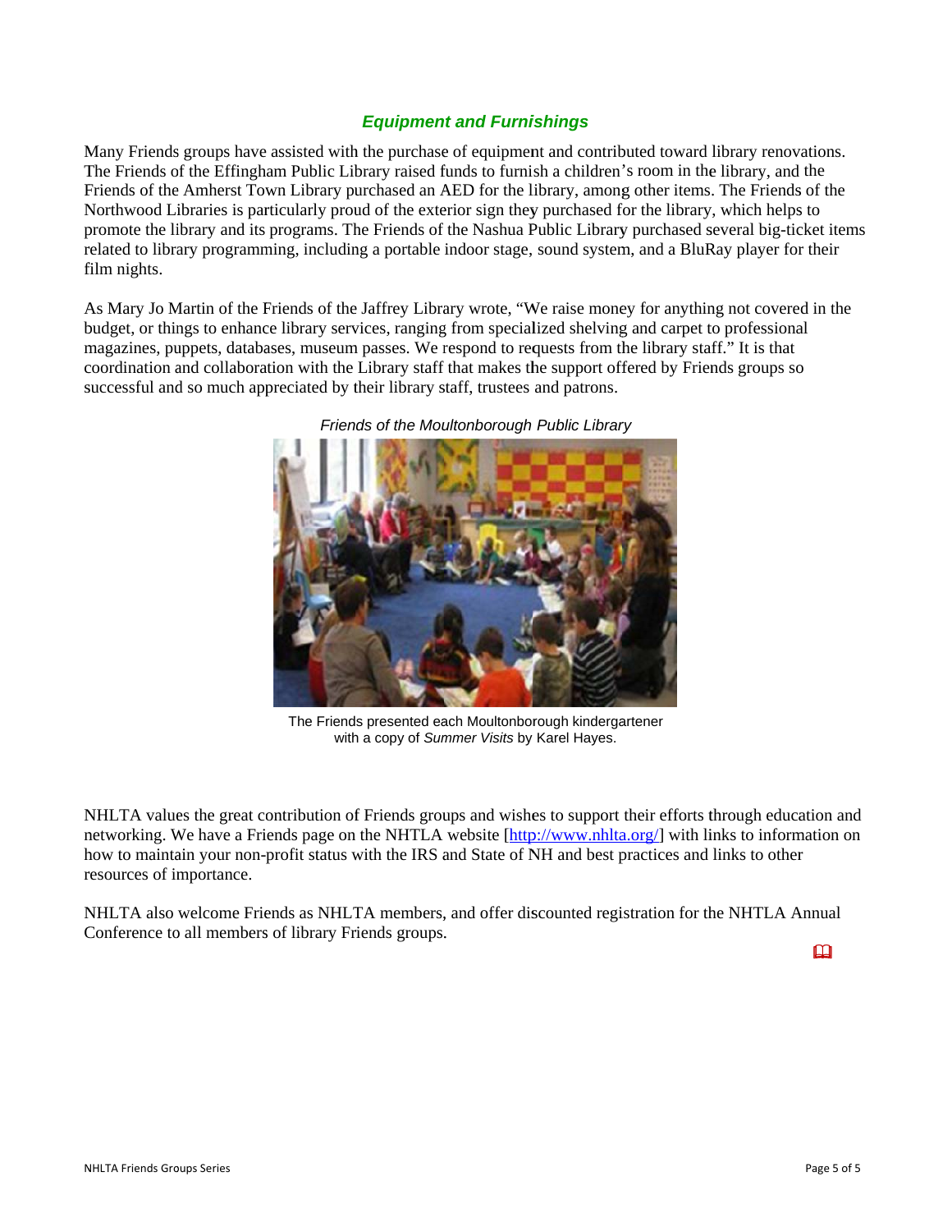## *Equipment and Furnishings*

Many Friends groups have assisted with the purchase of equipment and contributed toward library renovations. The Friends of the Effingham Public Library raised funds to furnish a children's room in the library, and the Friends of the Amherst Town Library purchased an AED for the library, among other items. The Friends of the Northwood Libraries is particularly proud of the exterior sign they purchased for the library, which helps to promote the library and its programs. The Friends of the Nashua Public Library purchased several big-ticket items related to library programming, including a portable indoor stage, sound system, and a BluRay player for their film nights.

As Mary Jo Martin of the Friends of the Jaffrey Library wrote, "We raise money for anything not covered in the budget, or things to enhance library services, ranging from specialized shelving and carpet to professional magazines, puppets, databases, museum passes. We respond to requests from the library staff." It is that coordination and collaboration with the Library staff that makes the support offered by Friends groups so successful and so much appreciated by their library staff, trustees and patrons.

*Friends of the Moultonborough Public Library*

The Friends presented each Moultonborough kindergartener with a copy of *Summer Visits* by Karel Hayes.

NHLTA values the great contribution of Friends groups and wishes to support their efforts through education and networking. We have a Friends page on the NHTLA website [http://www.nhlta.org/] with links to information on how to maintain your non-profit status with the IRS and State of NH and best practices and links to other resources of importance.

NHLTA also welcome Friends as NHLTA members, and offer discounted registration for the NHTLA Annual Conference to all members of library Friends groups.